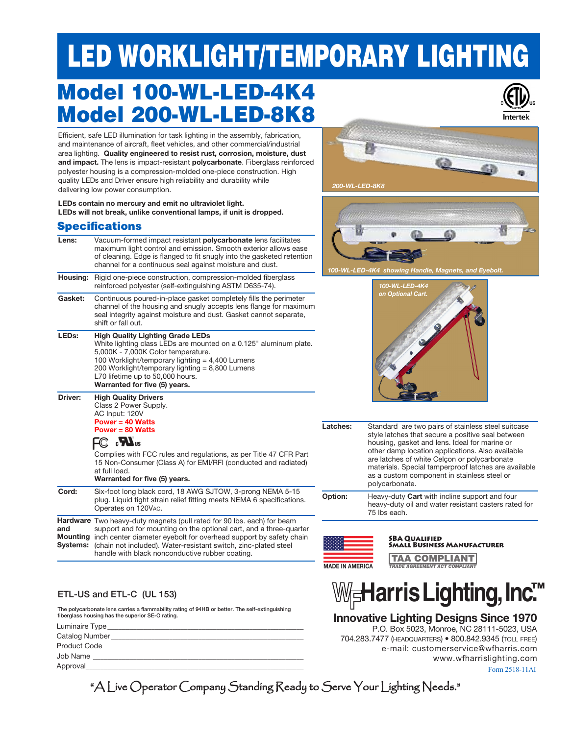# LED WORKLIGHT/TEMPORARY LIGHTING

## Model 100-WL-LED-4K4
## Model 200-WL-LED-8K8

Intertek

Efficient, safe LED illumination for task lighting in the assembly, fabrication, and maintenance of aircraft, fleet vehicles, and other commercial/industrial area lighting. **Quality engineered to resist rust, corrosion, moisture, dust and impact.** The lens is impact-resistant **polycarbonate**. Fiberglass reinforced polyester housing is a compression-molded one-piece construction. High quality LEDs and Driver ensure high reliability and durability while delivering low power consumption.

**LEDs contain no mercury and emit no ultraviolet light.**
**LEDs will not break, unlike conventional lamps, if unit is dropped.**

*200-WL-LED-8K8*

*100-WL-LED-4K4 showing Handle, Magnets, and Eyebolt.*

*100-WL-LED-4K4 on Optional Cart.*

## Specifications

| | |
|---|---|
| **Lens:** | Vacuum-formed impact resistant **polycarbonate** lens facilitates maximum light control and emission. Smooth exterior allows ease of cleaning. Edge is flanged to fit snugly into the gasketed retention channel for a continuous seal against moisture and dust. |
| **Housing:** | Rigid one-piece construction, compression-molded fiberglass reinforced polyester (self-extinguishing ASTM D635-74). |
| **Gasket:** | Continuous poured-in-place gasket completely fills the perimeter channel of the housing and snugly accepts lens flange for maximum seal integrity against moisture and dust. Gasket cannot separate, shift or fall out. |
| **LEDs:** | **High Quality Lighting Grade LEDs** White lighting class LEDs are mounted on a 0.125" aluminum plate. 5,000K - 7,000K Color temperature. 100 Worklight/temporary lighting = 4,400 Lumens 200 Worklight/temporary lighting = 8,800 Lumens L70 lifetime up to 50,000 hours. **Warranted for five (5) years.** |
| **Driver:** | **High Quality Drivers** Class 2 Power Supply. AC Input: 120V **Power = 40 Watts** **Power = 80 Watts** FC cULus Complies with FCC rules and regulations, as per Title 47 CFR Part 15 Non-Consumer (Class A) for EMI/RFI (conducted and radiated) at full load. **Warranted for five (5) years.** |
| **Cord:** | Six-foot long black cord, 18 AWG SJTOW, 3-prong NEMA 5-15 plug. Liquid tight strain relief fitting meets NEMA 6 specifications. Operates on 120VAC. |
| **Hardware and Mounting Systems:** | Two heavy-duty magnets (pull rated for 90 lbs. each) for beam support and for mounting on the optional cart, and a three-quarter inch center diameter eyebolt for overhead support by safety chain (chain not included). Water-resistant switch, zinc-plated steel handle with black nonconductive rubber coating. |
| **Latches:** | Standard are two pairs of stainless steel suitcase style latches that secure a positive seal between housing, gasket and lens. Ideal for marine or other damp location applications. Also available are latches of white Celçon or polycarbonate materials. Special tamperproof latches are available as a custom component in stainless steel or polycarbonate. |
| **Option:** | Heavy-duty **Cart** with incline support and four heavy-duty oil and water resistant casters rated for 75 lbs each. |

MADE IN AMERICA

SBA QUALIFIED SMALL BUSINESS MANUFACTURER

TAA COMPLIANT
TRADE AGREEMENT ACT COMPLIANT

### ETL-US and ETL-C (UL 153)

The polycarbonate lens carries a flammability rating of 94HB or better. The self-extinguishing fiberglass housing has the superior SE-O rating.

Luminaire Type ____________________
Catalog Number ____________________
Product Code ____________________
Job Name ____________________
Approval ____________________

**WF Harris Lighting, Inc.™**

**Innovative Lighting Designs Since 1970**
P.O. Box 5023, Monroe, NC 28111-5023, USA
704.283.7477 (HEADQUARTERS) • 800.842.9345 (TOLL FREE)
e-mail: customerservice@wfharris.com
www.wfharrislighting.com

Form 2518-11AI

"A Live Operator Company Standing Ready to Serve Your Lighting Needs."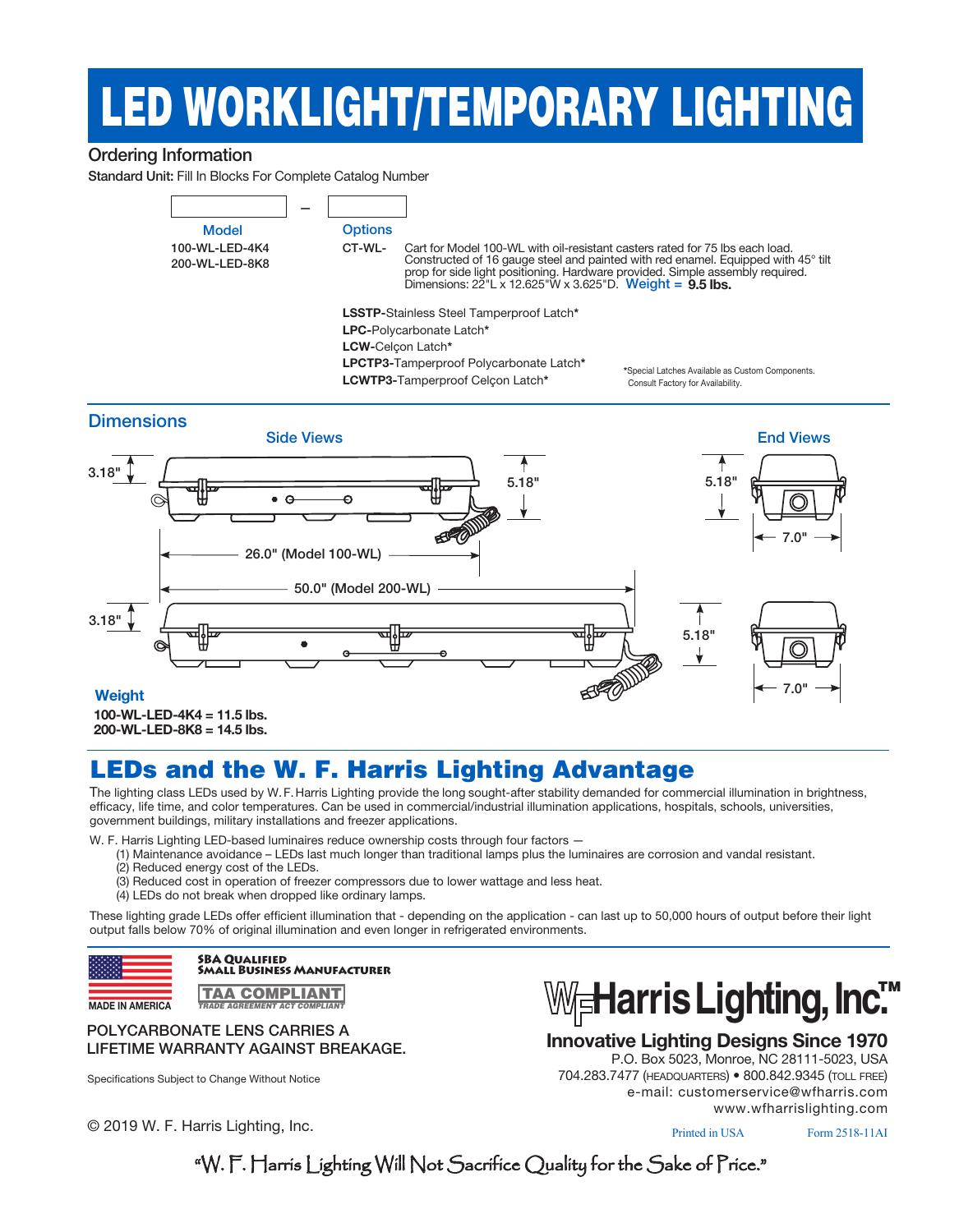# LED WORKLIGHT/TEMPORARY LIGHTING

## Ordering Information

**Standard Unit:** Fill In Blocks For Complete Catalog Number

[ ] – [ ]

**Model**

100-WL-LED-4K4
200-WL-LED-8K8

**Options**

CT-WL- Cart for Model 100-WL with oil-resistant casters rated for 75 lbs each load. Constructed of 16 gauge steel and painted with red enamel. Equipped with 45° tilt prop for side light positioning. Hardware provided. Simple assembly required. Dimensions: 22"L x 12.625"W x 3.625"D. **Weight = 9.5 lbs.**

**LSSTP-**Stainless Steel Tamperproof Latch*
**LPC-**Polycarbonate Latch*
**LCW-**Celçon Latch*
**LPCTP3-**Tamperproof Polycarbonate Latch*
**LCWTP3-**Tamperproof Celçon Latch*

*Special Latches Available as Custom Components. Consult Factory for Availability.

## Dimensions

Side Views

3.18"
5.18"
26.0" (Model 100-WL)
50.0" (Model 200-WL)
3.18"

End Views

5.18"
7.0"
5.18"
7.0"

**Weight**

**100-WL-LED-4K4 = 11.5 lbs.**
**200-WL-LED-8K8 = 14.5 lbs.**

## LEDs and the W. F. Harris Lighting Advantage

The lighting class LEDs used by W. F. Harris Lighting provide the long sought-after stability demanded for commercial illumination in brightness, efficacy, life time, and color temperatures. Can be used in commercial/industrial illumination applications, hospitals, schools, universities, government buildings, military installations and freezer applications.

W. F. Harris Lighting LED-based luminaires reduce ownership costs through four factors —

(1) Maintenance avoidance – LEDs last much longer than traditional lamps plus the luminaires are corrosion and vandal resistant.
(2) Reduced energy cost of the LEDs.
(3) Reduced cost in operation of freezer compressors due to lower wattage and less heat.
(4) LEDs do not break when dropped like ordinary lamps.

These lighting grade LEDs offer efficient illumination that - depending on the application - can last up to 50,000 hours of output before their light output falls below 70% of original illumination and even longer in refrigerated environments.

MADE IN AMERICA

SBA QUALIFIED SMALL BUSINESS MANUFACTURER

TAA COMPLIANT
TRADE AGREEMENT ACT COMPLIANT

POLYCARBONATE LENS CARRIES A LIFETIME WARRANTY AGAINST BREAKAGE.

Specifications Subject to Change Without Notice

WF Harris Lighting, Inc.™

**Innovative Lighting Designs Since 1970**
P.O. Box 5023, Monroe, NC 28111-5023, USA
704.283.7477 (HEADQUARTERS) • 800.842.9345 (TOLL FREE)
e-mail: customerservice@wfharris.com
www.wfharrislighting.com

© 2019 W. F. Harris Lighting, Inc.

Printed in USA    Form 2518-11AI

"W. F. Harris Lighting Will Not Sacrifice Quality for the Sake of Price."